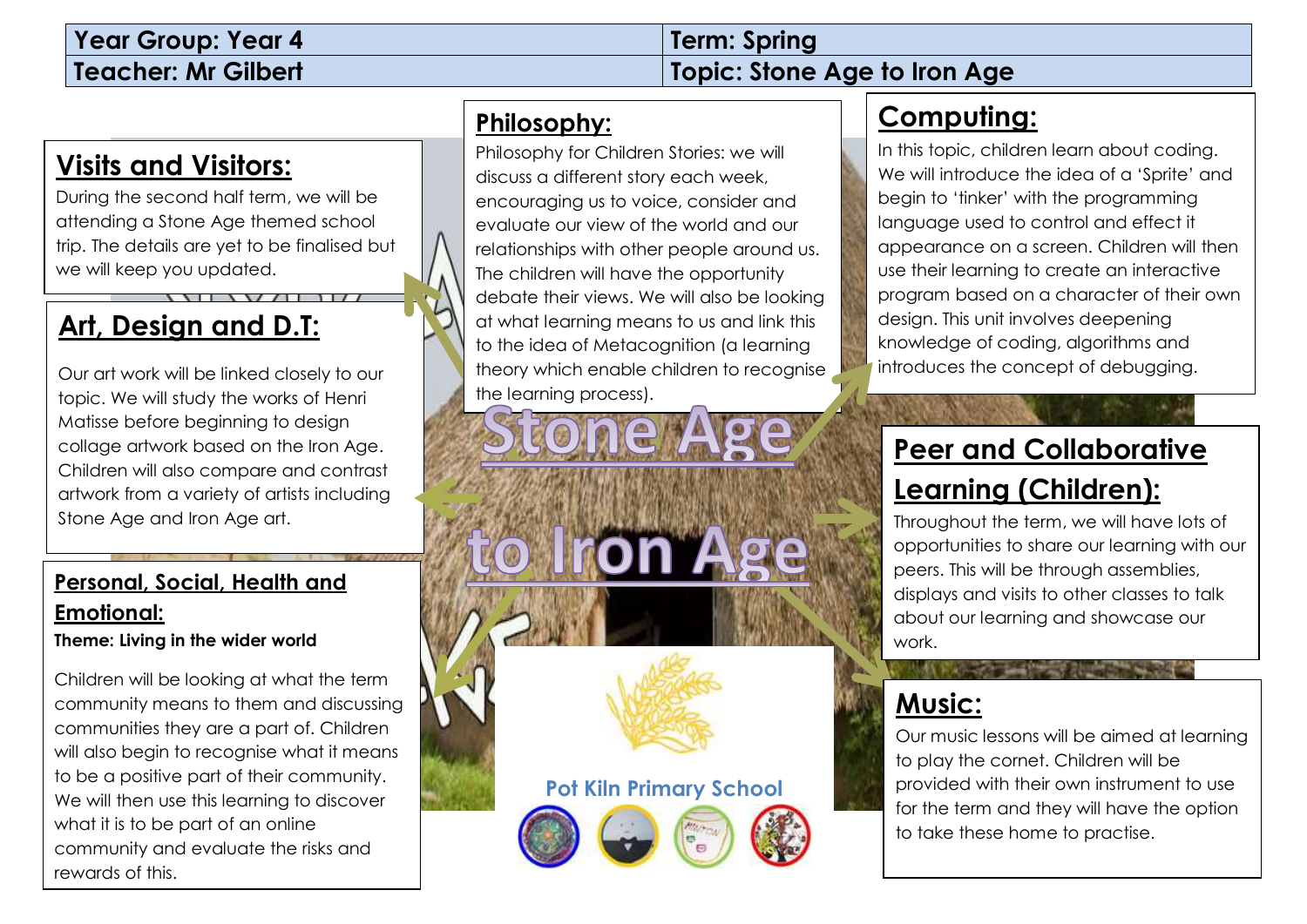| Year Group: Year 4 | Term: Spring |
| --- | --- |
| Teacher: Mr Gilbert | Topic: Stone Age to Iron Age |

# Stone Age to Iron Age

## Visits and Visitors:

During the second half term, we will be attending a Stone Age themed school trip. The details are yet to be finalised but we will keep you updated.

## Art, Design and D.T:

Our art work will be linked closely to our topic. We will study the works of Henri Matisse before beginning to design collage artwork based on the Iron Age. Children will also compare and contrast artwork from a variety of artists including Stone Age and Iron Age art.

## Personal, Social, Health and Emotional:

**Theme: Living in the wider world**

Children will be looking at what the term community means to them and discussing communities they are a part of. Children will also begin to recognise what it means to be a positive part of their community. We will then use this learning to discover what it is to be part of an online community and evaluate the risks and rewards of this.

## Philosophy:

Philosophy for Children Stories: we will discuss a different story each week, encouraging us to voice, consider and evaluate our view of the world and our relationships with other people around us. The children will have the opportunity debate their views. We will also be looking at what learning means to us and link this to the idea of Metacognition (a learning theory which enable children to recognise the learning process).

## Computing:

In this topic, children learn about coding. We will introduce the idea of a 'Sprite' and begin to 'tinker' with the programming language used to control and effect it appearance on a screen. Children will then use their learning to create an interactive program based on a character of their own design. This unit involves deepening knowledge of coding, algorithms and introduces the concept of debugging.

## Peer and Collaborative Learning (Children):

Throughout the term, we will have lots of opportunities to share our learning with our peers. This will be through assemblies, displays and visits to other classes to talk about our learning and showcase our work.

## Music:

Our music lessons will be aimed at learning to play the cornet. Children will be provided with their own instrument to use for the term and they will have the option to take these home to practise.

Pot Kiln Primary School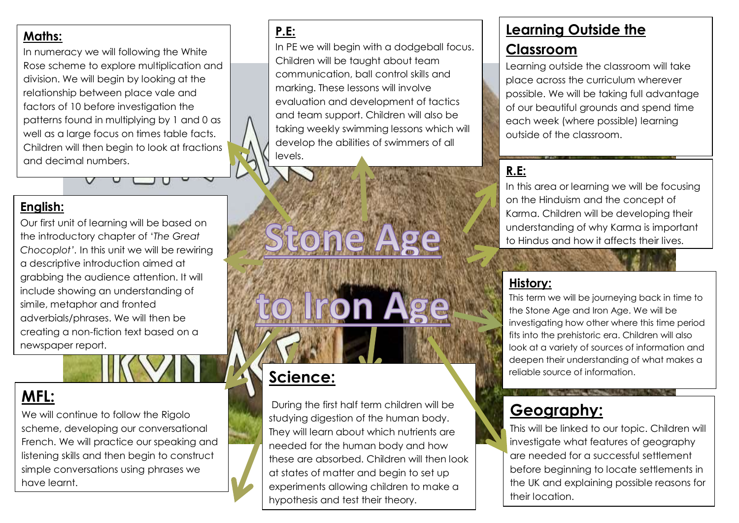# Stone Age to Iron Age

## Maths:

In numeracy we will following the White Rose scheme to explore multiplication and division. We will begin by looking at the relationship between place vale and factors of 10 before investigation the patterns found in multiplying by 1 and 0 as well as a large focus on times table facts. Children will then begin to look at fractions and decimal numbers.

## English:

Our first unit of learning will be based on the introductory chapter of '*The Great Chocoplot'*. In this unit we will be rewiring a descriptive introduction aimed at grabbing the audience attention. It will include showing an understanding of simile, metaphor and fronted adverbials/phrases. We will then be creating a non-fiction text based on a newspaper report.

## MFL:

We will continue to follow the Rigolo scheme, developing our conversational French. We will practice our speaking and listening skills and then begin to construct simple conversations using phrases we have learnt.

## P.E:

In PE we will begin with a dodgeball focus. Children will be taught about team communication, ball control skills and marking. These lessons will involve evaluation and development of tactics and team support. Children will also be taking weekly swimming lessons which will develop the abilities of swimmers of all levels.

## Science:

During the first half term children will be studying digestion of the human body. They will learn about which nutrients are needed for the human body and how these are absorbed. Children will then look at states of matter and begin to set up experiments allowing children to make a hypothesis and test their theory.

## Learning Outside the Classroom

Learning outside the classroom will take place across the curriculum wherever possible. We will be taking full advantage of our beautiful grounds and spend time each week (where possible) learning outside of the classroom.

## R.E:

In this area or learning we will be focusing on the Hinduism and the concept of Karma. Children will be developing their understanding of why Karma is important to Hindus and how it affects their lives.

## History:

This term we will be journeying back in time to the Stone Age and Iron Age. We will be investigating how other where this time period fits into the prehistoric era. Children will also look at a variety of sources of information and deepen their understanding of what makes a reliable source of information.

## Geography:

This will be linked to our topic. Children will investigate what features of geography are needed for a successful settlement before beginning to locate settlements in the UK and explaining possible reasons for their location.